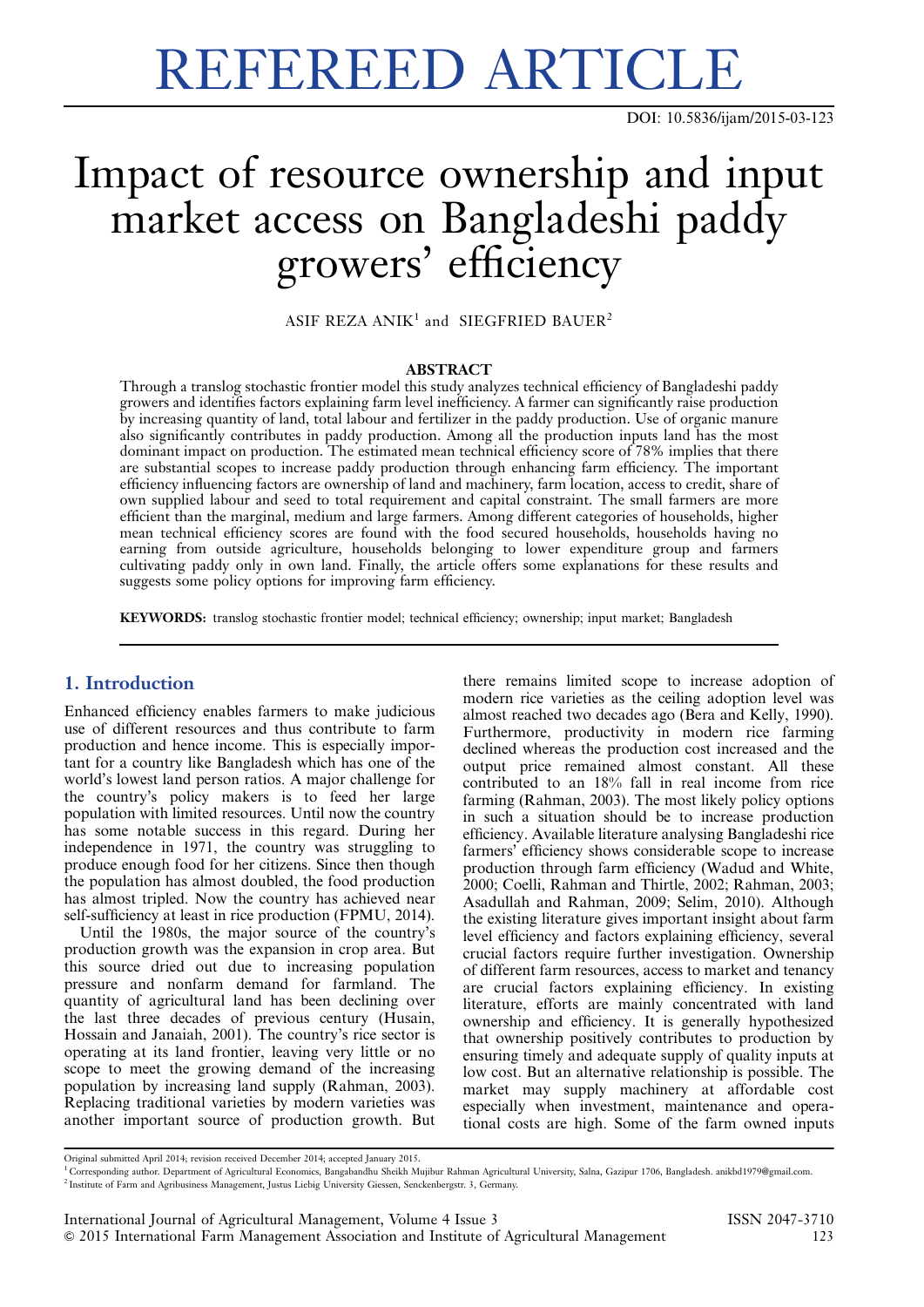REFEREED ARTICLE

DOI: 10.5836/ijam/2015-03-123

# Impact of resource ownership and input market access on Bangladeshi paddy growers' efficiency

ASIF REZA ANIK[1] and SIEGFRIED BAUER[2]

## ABSTRACT

Through a translog stochastic frontier model this study analyzes technical efficiency of Bangladeshi paddy growers and identifies factors explaining farm level inefficiency. A farmer can significantly raise production by increasing quantity of land, total labour and fertilizer in the paddy production. Use of organic manure also significantly contributes in paddy production. Among all the production inputs land has the most dominant impact on production. The estimated mean technical efficiency score of 78% implies that there are substantial scopes to increase paddy production through enhancing farm efficiency. The important efficiency influencing factors are ownership of land and machinery, farm location, access to credit, share of own supplied labour and seed to total requirement and capital constraint. The small farmers are more efficient than the marginal, medium and large farmers. Among different categories of households, higher mean technical efficiency scores are found with the food secured households, households having no earning from outside agriculture, households belonging to lower expenditure group and farmers cultivating paddy only in own land. Finally, the article offers some explanations for these results and suggests some policy options for improving farm efficiency.

**KEYWORDS:** translog stochastic frontier model; technical efficiency; ownership; input market; Bangladesh

## 1. Introduction

Enhanced efficiency enables farmers to make judicious use of different resources and thus contribute to farm production and hence income. This is especially important for a country like Bangladesh which has one of the world's lowest land person ratios. A major challenge for the country's policy makers is to feed her large population with limited resources. Until now the country has some notable success in this regard. During her independence in 1971, the country was struggling to produce enough food for her citizens. Since then though the population has almost doubled, the food production has almost tripled. Now the country has achieved near self-sufficiency at least in rice production (FPMU, 2014).

Until the 1980s, the major source of the country's production growth was the expansion in crop area. But this source dried out due to increasing population pressure and nonfarm demand for farmland. The quantity of agricultural land has been declining over the last three decades of previous century (Husain, Hossain and Janaiah, 2001). The country's rice sector is operating at its land frontier, leaving very little or no scope to meet the growing demand of the increasing population by increasing land supply (Rahman, 2003). Replacing traditional varieties by modern varieties was another important source of production growth. But there remains limited scope to increase adoption of modern rice varieties as the ceiling adoption level was almost reached two decades ago (Bera and Kelly, 1990). Furthermore, productivity in modern rice farming declined whereas the production cost increased and the output price remained almost constant. All these contributed to an 18% fall in real income from rice farming (Rahman, 2003). The most likely policy options in such a situation should be to increase production efficiency. Available literature analysing Bangladeshi rice farmers' efficiency shows considerable scope to increase production through farm efficiency (Wadud and White, 2000; Coelli, Rahman and Thirtle, 2002; Rahman, 2003; Asadullah and Rahman, 2009; Selim, 2010). Although the existing literature gives important insight about farm level efficiency and factors explaining efficiency, several crucial factors require further investigation. Ownership of different farm resources, access to market and tenancy are crucial factors explaining efficiency. In existing literature, efforts are mainly concentrated with land ownership and efficiency. It is generally hypothesized that ownership positively contributes to production by ensuring timely and adequate supply of quality inputs at low cost. But an alternative relationship is possible. The market may supply machinery at affordable cost especially when investment, maintenance and operational costs are high. Some of the farm owned inputs

Original submitted April 2014; revision received December 2014; accepted January 2015.

[1] Corresponding author. Department of Agricultural Economics, Bangabandhu Sheikh Mujibur Rahman Agricultural University, Salna, Gazipur 1706, Bangladesh. anikbd1979@gmail.com.

[2] Institute of Farm and Agribusiness Management, Justus Liebig University Giessen, Senckenbergstr. 3, Germany.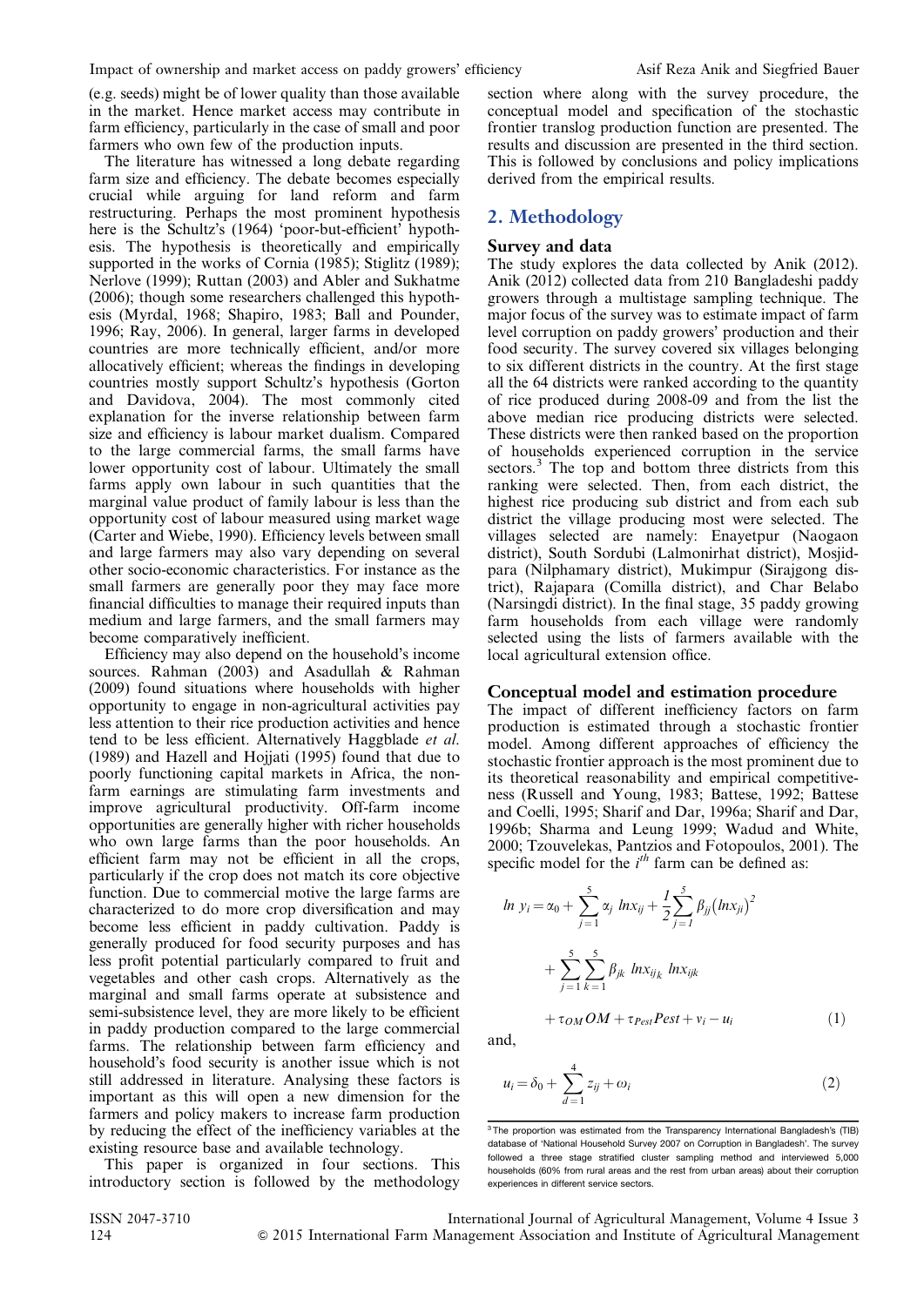(e.g. seeds) might be of lower quality than those available in the market. Hence market access may contribute in farm efficiency, particularly in the case of small and poor farmers who own few of the production inputs.

The literature has witnessed a long debate regarding farm size and efficiency. The debate becomes especially crucial while arguing for land reform and farm restructuring. Perhaps the most prominent hypothesis here is the Schultz's (1964) 'poor-but-efficient' hypothesis. The hypothesis is theoretically and empirically supported in the works of Cornia (1985); Stiglitz (1989); Nerlove (1999); Ruttan (2003) and Abler and Sukhatme (2006); though some researchers challenged this hypothesis (Myrdal, 1968; Shapiro, 1983; Ball and Pounder, 1996; Ray, 2006). In general, larger farms in developed countries are more technically efficient, and/or more allocatively efficient; whereas the findings in developing countries mostly support Schultz's hypothesis (Gorton and Davidova, 2004). The most commonly cited explanation for the inverse relationship between farm size and efficiency is labour market dualism. Compared to the large commercial farms, the small farms have lower opportunity cost of labour. Ultimately the small farms apply own labour in such quantities that the marginal value product of family labour is less than the opportunity cost of labour measured using market wage (Carter and Wiebe, 1990). Efficiency levels between small and large farmers may also vary depending on several other socio-economic characteristics. For instance as the small farmers are generally poor they may face more financial difficulties to manage their required inputs than medium and large farmers, and the small farmers may become comparatively inefficient.

Efficiency may also depend on the household's income sources. Rahman (2003) and Asadullah & Rahman (2009) found situations where households with higher opportunity to engage in non-agricultural activities pay less attention to their rice production activities and hence tend to be less efficient. Alternatively Haggblade *et al.* (1989) and Hazell and Hojjati (1995) found that due to poorly functioning capital markets in Africa, the non-farm earnings are stimulating farm investments and improve agricultural productivity. Off-farm income opportunities are generally higher with richer households who own large farms than the poor households. An efficient farm may not be efficient in all the crops, particularly if the crop does not match its core objective function. Due to commercial motive the large farms are characterized to do more crop diversification and may become less efficient in paddy cultivation. Paddy is generally produced for food security purposes and has less profit potential particularly compared to fruit and vegetables and other cash crops. Alternatively as the marginal and small farms operate at subsistence and semi-subsistence level, they are more likely to be efficient in paddy production compared to the large commercial farms. The relationship between farm efficiency and household's food security is another issue which is not still addressed in literature. Analysing these factors is important as this will open a new dimension for the farmers and policy makers to increase farm production by reducing the effect of the inefficiency variables at the existing resource base and available technology.

This paper is organized in four sections. This introductory section is followed by the methodology section where along with the survey procedure, the conceptual model and specification of the stochastic frontier translog production function are presented. The results and discussion are presented in the third section. This is followed by conclusions and policy implications derived from the empirical results.

## 2. Methodology

### Survey and data

The study explores the data collected by Anik (2012). Anik (2012) collected data from 210 Bangladeshi paddy growers through a multistage sampling technique. The major focus of the survey was to estimate impact of farm level corruption on paddy growers' production and their food security. The survey covered six villages belonging to six different districts in the country. At the first stage all the 64 districts were ranked according to the quantity of rice produced during 2008-09 and from the list the above median rice producing districts were selected. These districts were then ranked based on the proportion of households experienced corruption in the service sectors.[3] The top and bottom three districts from this ranking were selected. Then, from each district, the highest rice producing sub district and from each sub district the village producing most were selected. The villages selected are namely: Enayetpur (Naogaon district), South Sordubi (Lalmonirhat district), Mosjidpara (Nilphamary district), Mukimpur (Sirajgong district), Rajapara (Comilla district), and Char Belabo (Narsingdi district). In the final stage, 35 paddy growing farm households from each village were randomly selected using the lists of farmers available with the local agricultural extension office.

### Conceptual model and estimation procedure

The impact of different inefficiency factors on farm production is estimated through a stochastic frontier model. Among different approaches of efficiency the stochastic frontier approach is the most prominent due to its theoretical reasonability and empirical competitiveness (Russell and Young, 1983; Battese, 1992; Battese and Coelli, 1995; Sharif and Dar, 1996a; Sharif and Dar, 1996b; Sharma and Leung 1999; Wadud and White, 2000; Tzouvelekas, Pantzios and Fotopoulos, 2001). The specific model for the $i^{th}$ farm can be defined as:

$$
\begin{aligned}
ln\ y_i = \alpha_0 &+ \sum_{j=1}^{5} \alpha_j\ lnx_{ij} + \frac{1}{2}\sum_{j=1}^{5} \beta_{jj}\left(lnx_{ji}\right)^2 \\
&+ \sum_{j=1}^{5}\sum_{k=1}^{5} \beta_{jk}\ lnx_{ij_k}\ lnx_{ijk} \\
&+ \tau_{OM} OM + \tau_{Pest} Pest + v_i - u_i
\end{aligned}
\tag{1}
$$

and,

$$
u_i = \delta_0 + \sum_{d=1}^{4} z_{ij} + \omega_i \tag{2}
$$

[3] The proportion was estimated from the Transparency International Bangladesh's (TIB) database of 'National Household Survey 2007 on Corruption in Bangladesh'. The survey followed a three stage stratified cluster sampling method and interviewed 5,000 households (60% from rural areas and the rest from urban areas) about their corruption experiences in different service sectors.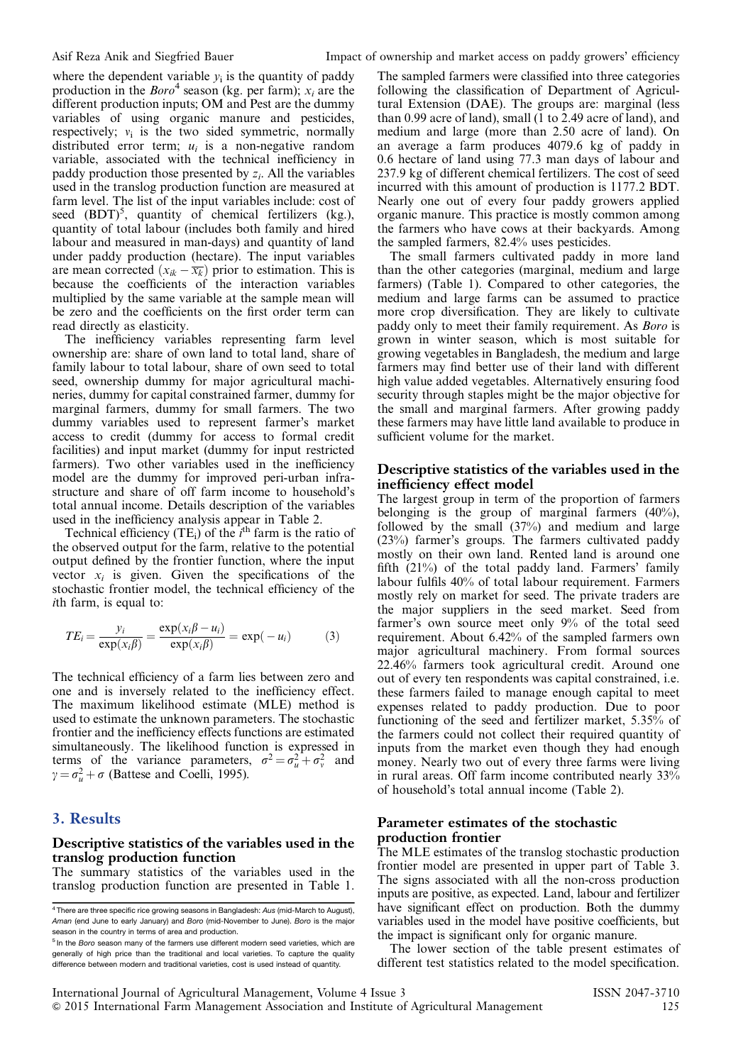where the dependent variable $y_i$ is the quantity of paddy production in the *Boro*[4] season (kg. per farm); $x_i$ are the different production inputs; OM and Pest are the dummy variables of using organic manure and pesticides, respectively; $v_i$ is the two sided symmetric, normally distributed error term; $u_i$ is a non-negative random variable, associated with the technical inefficiency in paddy production those presented by $z_i$. All the variables used in the translog production function are measured at farm level. The list of the input variables include: cost of seed (BDT)[5], quantity of chemical fertilizers (kg.), quantity of total labour (includes both family and hired labour and measured in man-days) and quantity of land under paddy production (hectare). The input variables are mean corrected ($x_{ik} - \overline{x_k}$) prior to estimation. This is because the coefficients of the interaction variables multiplied by the same variable at the sample mean will be zero and the coefficients on the first order term can read directly as elasticity.

The inefficiency variables representing farm level ownership are: share of own land to total land, share of family labour to total labour, share of own seed to total seed, ownership dummy for major agricultural machineries, dummy for capital constrained farmer, dummy for marginal farmers, dummy for small farmers. The two dummy variables used to represent farmer's market access to credit (dummy for access to formal credit facilities) and input market (dummy for input restricted farmers). Two other variables used in the inefficiency model are the dummy for improved peri-urban infrastructure and share of off farm income to household's total annual income. Details description of the variables used in the inefficiency analysis appear in Table 2.

Technical efficiency ($TE_i$) of the $i^{th}$ farm is the ratio of the observed output for the farm, relative to the potential output defined by the frontier function, where the input vector $x_i$ is given. Given the specifications of the stochastic frontier model, the technical efficiency of the $i$th farm, is equal to:

$$TE_i = \frac{y_i}{\exp(x_i\beta)} = \frac{\exp(x_i\beta - u_i)}{\exp(x_i\beta)} = \exp(-u_i) \qquad (3)$$

The technical efficiency of a farm lies between zero and one and is inversely related to the inefficiency effect. The maximum likelihood estimate (MLE) method is used to estimate the unknown parameters. The stochastic frontier and the inefficiency effects functions are estimated simultaneously. The likelihood function is expressed in terms of the variance parameters, $\sigma^2 = \sigma_u^2 + \sigma_v^2$ and $\gamma = \sigma_u^2 + \sigma$ (Battese and Coelli, 1995).

## 3. Results

### Descriptive statistics of the variables used in the translog production function

The summary statistics of the variables used in the translog production function are presented in Table 1. The sampled farmers were classified into three categories following the classification of Department of Agricultural Extension (DAE). The groups are: marginal (less than 0.99 acre of land), small (1 to 2.49 acre of land), and medium and large (more than 2.50 acre of land). On an average a farm produces 4079.6 kg of paddy in 0.6 hectare of land using 77.3 man days of labour and 237.9 kg of different chemical fertilizers. The cost of seed incurred with this amount of production is 1177.2 BDT. Nearly one out of every four paddy growers applied organic manure. This practice is mostly common among the farmers who have cows at their backyards. Among the sampled farmers, 82.4% uses pesticides.

The small farmers cultivated paddy in more land than the other categories (marginal, medium and large farmers) (Table 1). Compared to other categories, the medium and large farms can be assumed to practice more crop diversification. They are likely to cultivate paddy only to meet their family requirement. As *Boro* is grown in winter season, which is most suitable for growing vegetables in Bangladesh, the medium and large farmers may find better use of their land with different high value added vegetables. Alternatively ensuring food security through staples might be the major objective for the small and marginal farmers. After growing paddy these farmers may have little land available to produce in sufficient volume for the market.

### Descriptive statistics of the variables used in the inefficiency effect model

The largest group in term of the proportion of farmers belonging is the group of marginal farmers (40%), followed by the small (37%) and medium and large (23%) farmer's groups. The farmers cultivated paddy mostly on their own land. Rented land is around one fifth (21%) of the total paddy land. Farmers' family labour fulfils 40% of total labour requirement. Farmers mostly rely on market for seed. The private traders are the major suppliers in the seed market. Seed from farmer's own source meet only 9% of the total seed requirement. About 6.42% of the sampled farmers own major agricultural machinery. From formal sources 22.46% farmers took agricultural credit. Around one out of every ten respondents was capital constrained, i.e. these farmers failed to manage enough capital to meet expenses related to paddy production. Due to poor functioning of the seed and fertilizer market, 5.35% of the farmers could not collect their required quantity of inputs from the market even though they had enough money. Nearly two out of every three farms were living in rural areas. Off farm income contributed nearly 33% of household's total annual income (Table 2).

### Parameter estimates of the stochastic production frontier

The MLE estimates of the translog stochastic production frontier model are presented in upper part of Table 3. The signs associated with all the non-cross production inputs are positive, as expected. Land, labour and fertilizer have significant effect on production. Both the dummy variables used in the model have positive coefficients, but the impact is significant only for organic manure.

The lower section of the table present estimates of different test statistics related to the model specification.

---

[4] There are three specific rice growing seasons in Bangladesh: *Aus* (mid-March to August), *Aman* (end June to early January) and *Boro* (mid-November to June). *Boro* is the major season in the country in terms of area and production.

[5] In the *Boro* season many of the farmers use different modern seed varieties, which are generally of high price than the traditional and local varieties. To capture the quality difference between modern and traditional varieties, cost is used instead of quantity.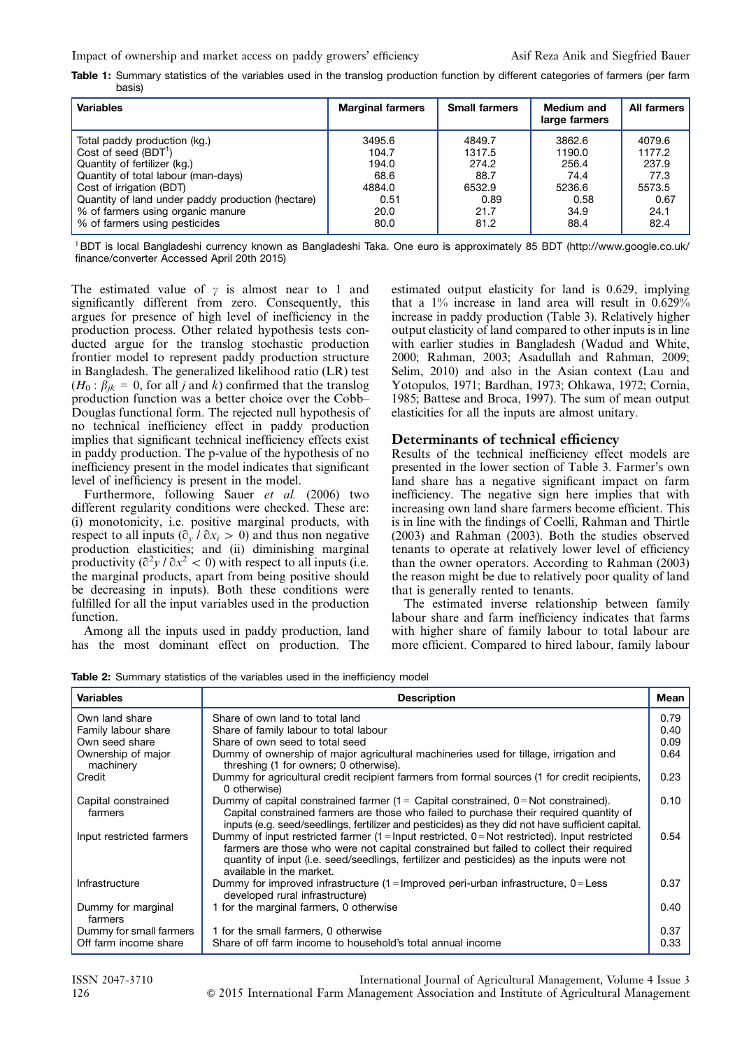**Table 1:** Summary statistics of the variables used in the translog production function by different categories of farmers (per farm basis)

| Variables | Marginal farmers | Small farmers | Medium and large farmers | All farmers |
|---|---|---|---|---|
| Total paddy production (kg.) | 3495.6 | 4849.7 | 3862.6 | 4079.6 |
| Cost of seed (BDT[1]) | 104.7 | 1317.5 | 1190.0 | 1177.2 |
| Quantity of fertilizer (kg.) | 194.0 | 274.2 | 256.4 | 237.9 |
| Quantity of total labour (man-days) | 68.6 | 88.7 | 74.4 | 77.3 |
| Cost of irrigation (BDT) | 4884.0 | 6532.9 | 5236.6 | 5573.5 |
| Quantity of land under paddy production (hectare) | 0.51 | 0.89 | 0.58 | 0.67 |
| % of farmers using organic manure | 20.0 | 21.7 | 34.9 | 24.1 |
| % of farmers using pesticides | 80.0 | 81.2 | 88.4 | 82.4 |

[1] BDT is local Bangladeshi currency known as Bangladeshi Taka. One euro is approximately 85 BDT (http://www.google.co.uk/finance/converter Accessed April 20th 2015)

The estimated value of $\gamma$ is almost near to 1 and significantly different from zero. Consequently, this argues for presence of high level of inefficiency in the production process. Other related hypothesis tests conducted argue for the translog stochastic production frontier model to represent paddy production structure in Bangladesh. The generalized likelihood ratio (LR) test ($H_0: \beta_{jk} = 0$, for all $j$ and $k$) confirmed that the translog production function was a better choice over the Cobb–Douglas functional form. The rejected null hypothesis of no technical inefficiency effect in paddy production implies that significant technical inefficiency effects exist in paddy production. The p-value of the hypothesis of no inefficiency present in the model indicates that significant level of inefficiency is present in the model.

Furthermore, following Sauer *et al.* (2006) two different regularity conditions were checked. These are: (i) monotonicity, i.e. positive marginal products, with respect to all inputs ($\partial_y / \partial x_i > 0$) and thus non negative production elasticities; and (ii) diminishing marginal productivity ($\partial^2 y / \partial x^2 < 0$) with respect to all inputs (i.e. the marginal products, apart from being positive should be decreasing in inputs). Both these conditions were fulfilled for all the input variables used in the production function.

Among all the inputs used in paddy production, land has the most dominant effect on production. The estimated output elasticity for land is 0.629, implying that a 1% increase in land area will result in 0.629% increase in paddy production (Table 3). Relatively higher output elasticity of land compared to other inputs is in line with earlier studies in Bangladesh (Wadud and White, 2000; Rahman, 2003; Asadullah and Rahman, 2009; Selim, 2010) and also in the Asian context (Lau and Yotopulos, 1971; Bardhan, 1973; Ohkawa, 1972; Cornia, 1985; Battese and Broca, 1997). The sum of mean output elasticities for all the inputs are almost unitary.

## Determinants of technical efficiency

Results of the technical inefficiency effect models are presented in the lower section of Table 3. Farmer's own land share has a negative significant impact on farm inefficiency. The negative sign here implies that with increasing own land share farmers become efficient. This is in line with the findings of Coelli, Rahman and Thirtle (2003) and Rahman (2003). Both the studies observed tenants to operate at relatively lower level of efficiency than the owner operators. According to Rahman (2003) the reason might be due to relatively poor quality of land that is generally rented to tenants.

The estimated inverse relationship between family labour share and farm inefficiency indicates that farms with higher share of family labour to total labour are more efficient. Compared to hired labour, family labour

**Table 2:** Summary statistics of the variables used in the inefficiency model

| Variables | Description | Mean |
|---|---|---|
| Own land share | Share of own land to total land | 0.79 |
| Family labour share | Share of family labour to total labour | 0.40 |
| Own seed share | Share of own seed to total seed | 0.09 |
| Ownership of major machinery | Dummy of ownership of major agricultural machineries used for tillage, irrigation and threshing (1 for owners; 0 otherwise). | 0.64 |
| Credit | Dummy for agricultural credit recipient farmers from formal sources (1 for credit recipients, 0 otherwise) | 0.23 |
| Capital constrained farmers | Dummy of capital constrained farmer (1 = Capital constrained, 0 = Not constrained). Capital constrained farmers are those who failed to purchase their required quantity of inputs (e.g. seed/seedlings, fertilizer and pesticides) as they did not have sufficient capital. | 0.10 |
| Input restricted farmers | Dummy of input restricted farmer (1 = Input restricted, 0 = Not restricted). Input restricted farmers are those who were not capital constrained but failed to collect their required quantity of input (i.e. seed/seedlings, fertilizer and pesticides) as the inputs were not available in the market. | 0.54 |
| Infrastructure | Dummy for improved infrastructure (1 = Improved peri-urban infrastructure, 0 = Less developed rural infrastructure) | 0.37 |
| Dummy for marginal farmers | 1 for the marginal farmers, 0 otherwise | 0.40 |
| Dummy for small farmers | 1 for the small farmers, 0 otherwise | 0.37 |
| Off farm income share | Share of off farm income to household's total annual income | 0.33 |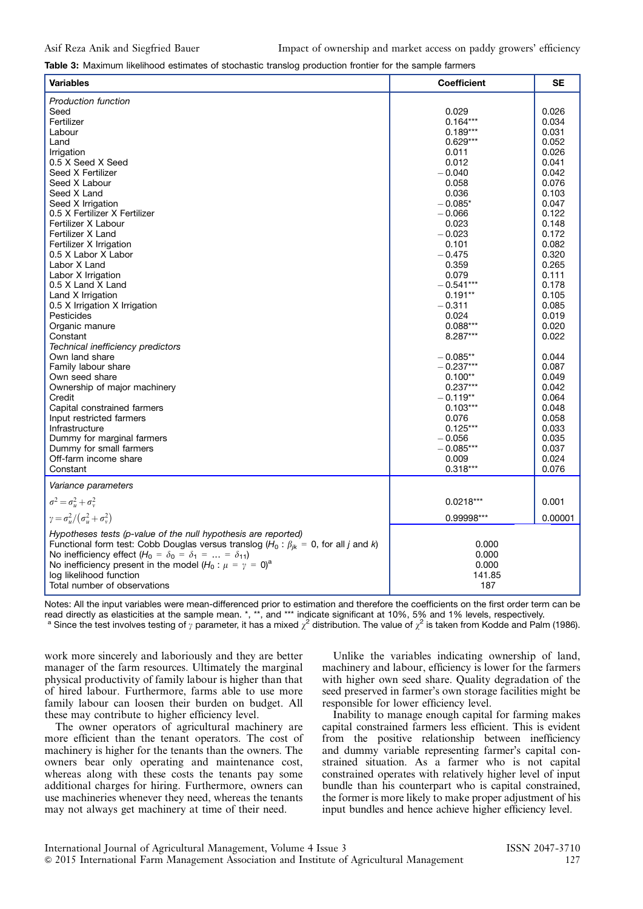**Table 3:** Maximum likelihood estimates of stochastic translog production frontier for the sample farmers

| Variables | Coefficient | SE |
|---|---|---|
| *Production function* | | |
| Seed | 0.029 | 0.026 |
| Fertilizer | 0.164*** | 0.034 |
| Labour | 0.189*** | 0.031 |
| Land | 0.629*** | 0.052 |
| Irrigation | 0.011 | 0.026 |
| 0.5 X Seed X Seed | 0.012 | 0.041 |
| Seed X Fertilizer | −0.040 | 0.042 |
| Seed X Labour | 0.058 | 0.076 |
| Seed X Land | 0.036 | 0.103 |
| Seed X Irrigation | −0.085* | 0.047 |
| 0.5 X Fertilizer X Fertilizer | −0.066 | 0.122 |
| Fertilizer X Labour | 0.023 | 0.148 |
| Fertilizer X Land | −0.023 | 0.172 |
| Fertilizer X Irrigation | 0.101 | 0.082 |
| 0.5 X Labor X Labor | −0.475 | 0.320 |
| Labor X Land | 0.359 | 0.265 |
| Labor X Irrigation | 0.079 | 0.111 |
| 0.5 X Land X Land | −0.541*** | 0.178 |
| Land X Irrigation | 0.191** | 0.105 |
| 0.5 X Irrigation X Irrigation | −0.311 | 0.085 |
| Pesticides | 0.024 | 0.019 |
| Organic manure | 0.088*** | 0.020 |
| Constant | 8.287*** | 0.022 |
| *Technical inefficiency predictors* | | |
| Own land share | −0.085** | 0.044 |
| Family labour share | −0.237*** | 0.087 |
| Own seed share | 0.100** | 0.049 |
| Ownership of major machinery | 0.237*** | 0.042 |
| Credit | −0.119** | 0.064 |
| Capital constrained farmers | 0.103*** | 0.048 |
| Input restricted farmers | 0.076 | 0.058 |
| Infrastructure | 0.125*** | 0.033 |
| Dummy for marginal farmers | −0.056 | 0.035 |
| Dummy for small farmers | −0.085*** | 0.037 |
| Off-farm income share | 0.009 | 0.024 |
| Constant | 0.318*** | 0.076 |
| *Variance parameters* | | |
| $\sigma^2 = \sigma_u^2 + \sigma_v^2$ | 0.0218*** | 0.001 |
| $\gamma = \sigma_u^2/(\sigma_u^2 + \sigma_v^2)$ | 0.99998*** | 0.00001 |
| *Hypotheses tests (p-value of the null hypothesis are reported)* | | |
| Functional form test: Cobb Douglas versus translog ($H_0: \beta_{jk} = 0$, for all $j$ and $k$) | 0.000 | |
| No inefficiency effect ($H_0 = \delta_0 = \delta_1 = \ldots = \delta_{11}$) | 0.000 | |
| No inefficiency present in the model ($H_0: \mu = \gamma = 0$)[a] | 0.000 | |
| log likelihood function | 141.85 | |
| Total number of observations | 187 | |

Notes: All the input variables were mean-differenced prior to estimation and therefore the coefficients on the first order term can be read directly as elasticities at the sample mean. *, **, and *** indicate significant at 10%, 5% and 1% levels, respectively.
[a] Since the test involves testing of $\gamma$ parameter, it has a mixed $\chi^2$ distribution. The value of $\chi^2$ is taken from Kodde and Palm (1986).

work more sincerely and laboriously and they are better manager of the farm resources. Ultimately the marginal physical productivity of family labour is higher than that of hired labour. Furthermore, farms able to use more family labour can loosen their burden on budget. All these may contribute to higher efficiency level.

The owner operators of agricultural machinery are more efficient than the tenant operators. The cost of machinery is higher for the tenants than the owners. The owners bear only operating and maintenance cost, whereas along with these costs the tenants pay some additional charges for hiring. Furthermore, owners can use machineries whenever they need, whereas the tenants may not always get machinery at time of their need.

Unlike the variables indicating ownership of land, machinery and labour, efficiency is lower for the farmers with higher own seed share. Quality degradation of the seed preserved in farmer's own storage facilities might be responsible for lower efficiency level.

Inability to manage enough capital for farming makes capital constrained farmers less efficient. This is evident from the positive relationship between inefficiency and dummy variable representing farmer's capital constrained situation. As a farmer who is not capital constrained operates with relatively higher level of input bundle than his counterpart who is capital constrained, the former is more likely to make proper adjustment of his input bundles and hence achieve higher efficiency level.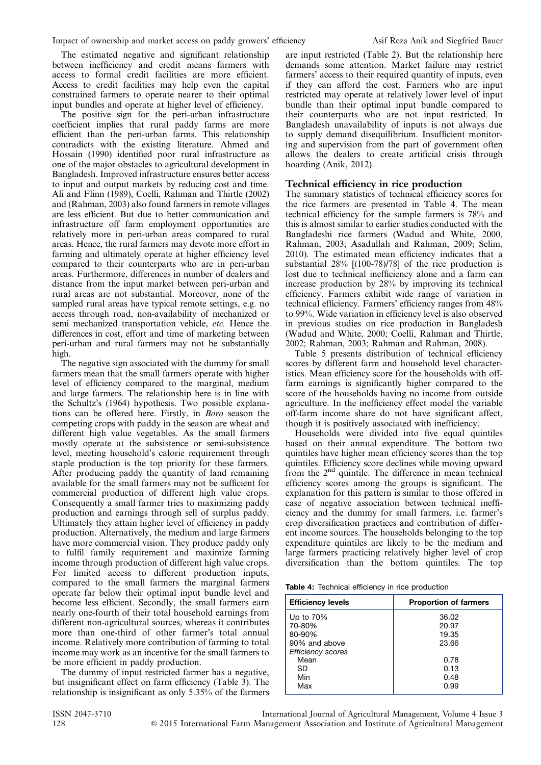The estimated negative and significant relationship between inefficiency and credit means farmers with access to formal credit facilities are more efficient. Access to credit facilities may help even the capital constrained farmers to operate nearer to their optimal input bundles and operate at higher level of efficiency.

The positive sign for the peri-urban infrastructure coefficient implies that rural paddy farms are more efficient than the peri-urban farms. This relationship contradicts with the existing literature. Ahmed and Hossain (1990) identified poor rural infrastructure as one of the major obstacles to agricultural development in Bangladesh. Improved infrastructure ensures better access to input and output markets by reducing cost and time. Ali and Flinn (1989), Coelli, Rahman and Thirtle (2002) and (Rahman, 2003) also found farmers in remote villages are less efficient. But due to better communication and infrastructure off farm employment opportunities are relatively more in peri-urban areas compared to rural areas. Hence, the rural farmers may devote more effort in farming and ultimately operate at higher efficiency level compared to their counterparts who are in peri-urban areas. Furthermore, differences in number of dealers and distance from the input market between peri-urban and rural areas are not substantial. Moreover, none of the sampled rural areas have typical remote settings, e.g. no access through road, non-availability of mechanized or semi mechanized transportation vehicle, *etc.* Hence the differences in cost, effort and time of marketing between peri-urban and rural farmers may not be substantially high.

The negative sign associated with the dummy for small farmers mean that the small farmers operate with higher level of efficiency compared to the marginal, medium and large farmers. The relationship here is in line with the Schultz's (1964) hypothesis. Two possible explanations can be offered here. Firstly, in *Boro* season the competing crops with paddy in the season are wheat and different high value vegetables. As the small farmers mostly operate at the subsistence or semi-subsistence level, meeting household's calorie requirement through staple production is the top priority for these farmers. After producing paddy the quantity of land remaining available for the small farmers may not be sufficient for commercial production of different high value crops. Consequently a small farmer tries to maximizing paddy production and earnings through sell of surplus paddy. Ultimately they attain higher level of efficiency in paddy production. Alternatively, the medium and large farmers have more commercial vision. They produce paddy only to fulfil family requirement and maximize farming income through production of different high value crops. For limited access to different production inputs, compared to the small farmers the marginal farmers operate far below their optimal input bundle level and become less efficient. Secondly, the small farmers earn nearly one-fourth of their total household earnings from different non-agricultural sources, whereas it contributes more than one-third of other farmer's total annual income. Relatively more contribution of farming to total income may work as an incentive for the small farmers to be more efficient in paddy production.

The dummy of input restricted farmer has a negative, but insignificant effect on farm efficiency (Table 3). The relationship is insignificant as only 5.35% of the farmers are input restricted (Table 2). But the relationship here demands some attention. Market failure may restrict farmers' access to their required quantity of inputs, even if they can afford the cost. Farmers who are input restricted may operate at relatively lower level of input bundle than their optimal input bundle compared to their counterparts who are not input restricted. In Bangladesh unavailability of inputs is not always due to supply demand disequilibrium. Insufficient monitoring and supervision from the part of government often allows the dealers to create artificial crisis through hoarding (Anik, 2012).

## Technical efficiency in rice production

The summary statistics of technical efficiency scores for the rice farmers are presented in Table 4. The mean technical efficiency for the sample farmers is 78% and this is almost similar to earlier studies conducted with the Bangladeshi rice farmers (Wadud and White, 2000, Rahman, 2003; Asadullah and Rahman, 2009; Selim, 2010). The estimated mean efficiency indicates that a substantial 28% [(100-78)/78] of the rice production is lost due to technical inefficiency alone and a farm can increase production by 28% by improving its technical efficiency. Farmers exhibit wide range of variation in technical efficiency. Farmers' efficiency ranges from 48% to 99%. Wide variation in efficiency level is also observed in previous studies on rice production in Bangladesh (Wadud and White, 2000; Coelli, Rahman and Thirtle, 2002; Rahman, 2003; Rahman and Rahman, 2008).

Table 5 presents distribution of technical efficiency scores by different farm and household level characteristics. Mean efficiency score for the households with off-farm earnings is significantly higher compared to the score of the households having no income from outside agriculture. In the inefficiency effect model the variable off-farm income share do not have significant affect, though it is positively associated with inefficiency.

Households were divided into five equal quintiles based on their annual expenditure. The bottom two quintiles have higher mean efficiency scores than the top quintiles. Efficiency score declines while moving upward from the 2nd quintile. The difference in mean technical efficiency scores among the groups is significant. The explanation for this pattern is similar to those offered in case of negative association between technical inefficiency and the dummy for small farmers, i.e. farmer's crop diversification practices and contribution of different income sources. The households belonging to the top expenditure quintiles are likely to be the medium and large farmers practicing relatively higher level of crop diversification than the bottom quintiles. The top

**Table 4:** Technical efficiency in rice production

| Efficiency levels | Proportion of farmers |
|---|---|
| Up to 70% | 36.02 |
| 70-80% | 20.97 |
| 80-90% | 19.35 |
| 90% and above | 23.66 |
| *Efficiency scores* | |
| Mean | 0.78 |
| SD | 0.13 |
| Min | 0.48 |
| Max | 0.99 |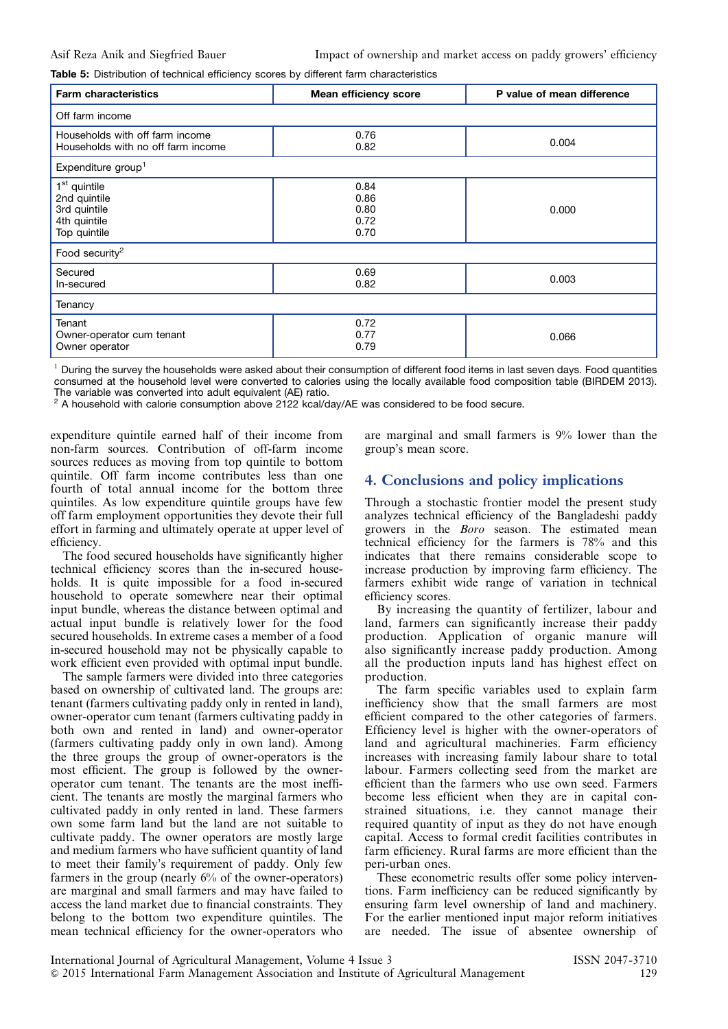**Table 5:** Distribution of technical efficiency scores by different farm characteristics

| Farm characteristics | Mean efficiency score | P value of mean difference |
|---|---|---|
| Off farm income | | |
| Households with off farm income<br>Households with no off farm income | 0.76<br>0.82 | 0.004 |
| Expenditure group[1] | | |
| 1st quintile<br>2nd quintile<br>3rd quintile<br>4th quintile<br>Top quintile | 0.84<br>0.86<br>0.80<br>0.72<br>0.70 | 0.000 |
| Food security[2] | | |
| Secured<br>In-secured | 0.69<br>0.82 | 0.003 |
| Tenancy | | |
| Tenant<br>Owner-operator cum tenant<br>Owner operator | 0.72<br>0.77<br>0.79 | 0.066 |

[1] During the survey the households were asked about their consumption of different food items in last seven days. Food quantities consumed at the household level were converted to calories using the locally available food composition table (BIRDEM 2013). The variable was converted into adult equivalent (AE) ratio.
[2] A household with calorie consumption above 2122 kcal/day/AE was considered to be food secure.

expenditure quintile earned half of their income from non-farm sources. Contribution of off-farm income sources reduces as moving from top quintile to bottom quintile. Off farm income contributes less than one fourth of total annual income for the bottom three quintiles. As low expenditure quintile groups have few off farm employment opportunities they devote their full effort in farming and ultimately operate at upper level of efficiency.

The food secured households have significantly higher technical efficiency scores than the in-secured households. It is quite impossible for a food in-secured household to operate somewhere near their optimal input bundle, whereas the distance between optimal and actual input bundle is relatively lower for the food secured households. In extreme cases a member of a food in-secured household may not be physically capable to work efficient even provided with optimal input bundle.

The sample farmers were divided into three categories based on ownership of cultivated land. The groups are: tenant (farmers cultivating paddy only in rented in land), owner-operator cum tenant (farmers cultivating paddy in both own and rented in land) and owner-operator (farmers cultivating paddy only in own land). Among the three groups the group of owner-operators is the most efficient. The group is followed by the owner-operator cum tenant. The tenants are the most inefficient. The tenants are mostly the marginal farmers who cultivated paddy in only rented in land. These farmers own some farm land but the land are not suitable to cultivate paddy. The owner operators are mostly large and medium farmers who have sufficient quantity of land to meet their family's requirement of paddy. Only few farmers in the group (nearly 6% of the owner-operators) are marginal and small farmers and may have failed to access the land market due to financial constraints. They belong to the bottom two expenditure quintiles. The mean technical efficiency for the owner-operators who are marginal and small farmers is 9% lower than the group's mean score.

## 4. Conclusions and policy implications

Through a stochastic frontier model the present study analyzes technical efficiency of the Bangladeshi paddy growers in the *Boro* season. The estimated mean technical efficiency for the farmers is 78% and this indicates that there remains considerable scope to increase production by improving farm efficiency. The farmers exhibit wide range of variation in technical efficiency scores.

By increasing the quantity of fertilizer, labour and land, farmers can significantly increase their paddy production. Application of organic manure will also significantly increase paddy production. Among all the production inputs land has highest effect on production.

The farm specific variables used to explain farm inefficiency show that the small farmers are most efficient compared to the other categories of farmers. Efficiency level is higher with the owner-operators of land and agricultural machineries. Farm efficiency increases with increasing family labour share to total labour. Farmers collecting seed from the market are efficient than the farmers who use own seed. Farmers become less efficient when they are in capital constrained situations, i.e. they cannot manage their required quantity of input as they do not have enough capital. Access to formal credit facilities contributes in farm efficiency. Rural farms are more efficient than the peri-urban ones.

These econometric results offer some policy interventions. Farm inefficiency can be reduced significantly by ensuring farm level ownership of land and machinery. For the earlier mentioned input major reform initiatives are needed. The issue of absentee ownership of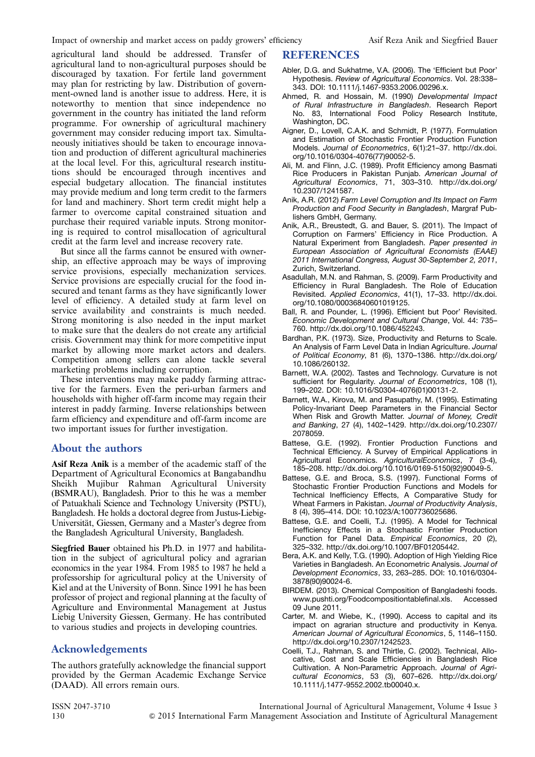agricultural land should be addressed. Transfer of agricultural land to non-agricultural purposes should be discouraged by taxation. For fertile land government may plan for restricting by law. Distribution of government-owned land is another issue to address. Here, it is noteworthy to mention that since independence no government in the country has initiated the land reform programme. For ownership of agricultural machinery government may consider reducing import tax. Simultaneously initiatives should be taken to encourage innovation and production of different agricultural machineries at the local level. For this, agricultural research institutions should be encouraged through incentives and especial budgetary allocation. The financial institutes may provide medium and long term credit to the farmers for land and machinery. Short term credit might help a farmer to overcome capital constrained situation and purchase their required variable inputs. Strong monitoring is required to control misallocation of agricultural credit at the farm level and increase recovery rate.

But since all the farms cannot be ensured with ownership, an effective approach may be ways of improving service provisions, especially mechanization services. Service provisions are especially crucial for the food insecured and tenant farms as they have significantly lower level of efficiency. A detailed study at farm level on service availability and constraints is much needed. Strong monitoring is also needed in the input market to make sure that the dealers do not create any artificial crisis. Government may think for more competitive input market by allowing more market actors and dealers. Competition among sellers can alone tackle several marketing problems including corruption.

These interventions may make paddy farming attractive for the farmers. Even the peri-urban farmers and households with higher off-farm income may regain their interest in paddy farming. Inverse relationships between farm efficiency and expenditure and off-farm income are two important issues for further investigation.

## About the authors

**Asif Reza Anik** is a member of the academic staff of the Department of Agricultural Economics at Bangabandhu Sheikh Mujibur Rahman Agricultural University (BSMRAU), Bangladesh. Prior to this he was a member of Patuakhali Science and Technology University (PSTU), Bangladesh. He holds a doctoral degree from Justus-Liebig-Universität, Giessen, Germany and a Master's degree from the Bangladesh Agricultural University, Bangladesh.

**Siegfried Bauer** obtained his Ph.D. in 1977 and habilitation in the subject of agricultural policy and agrarian economics in the year 1984. From 1985 to 1987 he held a professorship for agricultural policy at the University of Kiel and at the University of Bonn. Since 1991 he has been professor of project and regional planning at the faculty of Agriculture and Environmental Management at Justus Liebig University Giessen, Germany. He has contributed to various studies and projects in developing countries.

## Acknowledgements

The authors gratefully acknowledge the financial support provided by the German Academic Exchange Service (DAAD). All errors remain ours.

## REFERENCES

Abler, D.G. and Sukhatme, V.A. (2006). The 'Efficient but Poor' Hypothesis. *Review of Agricultural Economics*. Vol. 28:338–343. DOI: 10.1111/j.1467-9353.2006.00296.x.

Ahmed, R. and Hossain, M. (1990) *Developmental Impact of Rural Infrastructure in Bangladesh*. Research Report No. 83, International Food Policy Research Institute, Washington, DC.

Aigner, D., Lovell, C.A.K. and Schmidt, P. (1977). Formulation and Estimation of Stochastic Frontier Production Function Models. *Journal of Econometrics*, 6(1):21–37. http://dx.doi.org/10.1016/0304-4076(77)90052-5.

Ali, M. and Flinn, J.C. (1989). Profit Efficiency among Basmati Rice Producers in Pakistan Punjab. *American Journal of Agricultural Economics*, 71, 303–310. http://dx.doi.org/10.2307/1241587.

Anik, A.R. (2012) *Farm Level Corruption and Its Impact on Farm Production and Food Security in Bangladesh*, Margraf Publishers GmbH, Germany.

Anik, A.R., Breustedt, G. and Bauer, S. (2011). The Impact of Corruption on Farmers' Efficiency in Rice Production. A Natural Experiment from Bangladesh. *Paper presented in European Association of Agricultural Economists (EAAE) 2011 International Congress, August 30-September 2, 2011*, Zurich, Switzerland.

Asadullah, M.N. and Rahman, S. (2009). Farm Productivity and Efficiency in Rural Bangladesh. The Role of Education Revisited. *Applied Economics*, 41(1), 17–33. http://dx.doi.org/10.1080/00036840601019125.

Ball, R. and Pounder, L. (1996). Efficient but Poor' Revisited. *Economic Development and Cultural Change*, Vol. 44: 735–760. http://dx.doi.org/10.1086/452243.

Bardhan, P.K. (1973). Size, Productivity and Returns to Scale. An Analysis of Farm Level Data in Indian Agriculture. *Journal of Political Economy*, 81 (6), 1370–1386. http://dx.doi.org/10.1086/260132.

Barnett, W.A. (2002). Tastes and Technology. Curvature is not sufficient for Regularity. *Journal of Econometrics*, 108 (1), 199–202. DOI: 10.1016/S0304-4076(01)00131-2.

Barnett, W.A., Kirova, M. and Pasupathy, M. (1995). Estimating Policy-Invariant Deep Parameters in the Financial Sector When Risk and Growth Matter. *Journal of Money, Credit and Banking*, 27 (4), 1402–1429. http://dx.doi.org/10.2307/2078059.

Battese, G.E. (1992). Frontier Production Functions and Technical Efficiency. A Survey of Empirical Applications in Agricultural Economics. *AgriculturalEconomics*, 7 (3-4), 185–208. http://dx.doi.org/10.1016/0169-5150(92)90049-5.

Battese, G.E. and Broca, S.S. (1997). Functional Forms of Stochastic Frontier Production Functions and Models for Technical Inefficiency Effects, A Comparative Study for Wheat Farmers in Pakistan. *Journal of Productivity Analysis*, 8 (4), 395–414. DOI: 10.1023/A:1007736025686.

Battese, G.E. and Coelli, T.J. (1995). A Model for Technical Inefficiency Effects in a Stochastic Frontier Production Function for Panel Data. *Empirical Economics*, 20 (2), 325–332. http://dx.doi.org/10.1007/BF01205442.

Bera, A.K. and Kelly, T.G. (1990). Adoption of High Yielding Rice Varieties in Bangladesh. An Econometric Analysis. *Journal of Development Economics*, 33, 263–285. DOI: 10.1016/0304-3878(90)90024-6.

BIRDEM. (2013). Chemical Composition of Bangladeshi foods. www.pushti.org/Foodcompositiontablefinal.xls. Accessed 09 June 2011.

Carter, M. and Wiebe, K., (1990). Access to capital and its impact on agrarian structure and productivity in Kenya. *American Journal of Agricultural Economics*, 5, 1146–1150. http://dx.doi.org/10.2307/1242523.

Coelli, T.J., Rahman, S. and Thirtle, C. (2002). Technical, Allocative, Cost and Scale Efficiencies in Bangladesh Rice Cultivation. A Non-Parametric Approach. *Journal of Agricultural Economics*, 53 (3), 607–626. http://dx.doi.org/10.1111/j.1477-9552.2002.tb00040.x.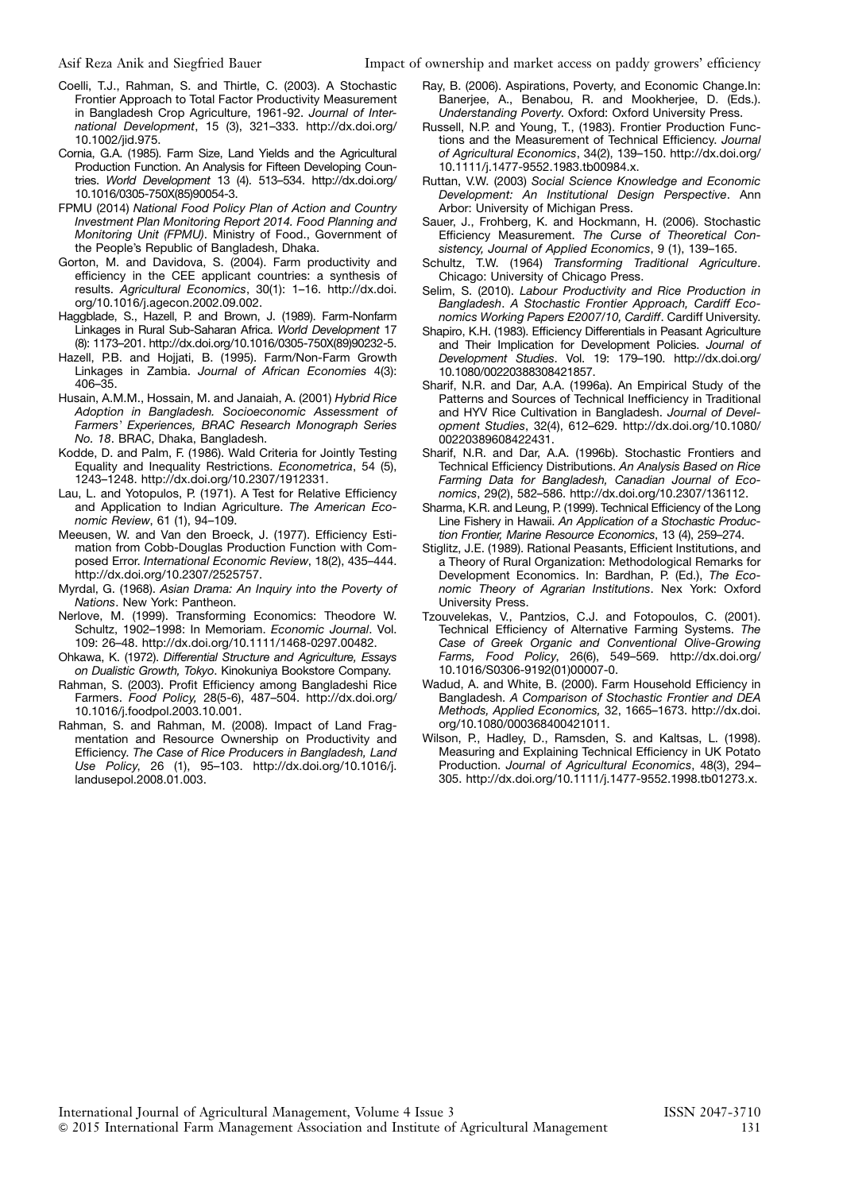Coelli, T.J., Rahman, S. and Thirtle, C. (2003). A Stochastic Frontier Approach to Total Factor Productivity Measurement in Bangladesh Crop Agriculture, 1961-92. *Journal of International Development*, 15 (3), 321–333. http://dx.doi.org/10.1002/jid.975.

Cornia, G.A. (1985). Farm Size, Land Yields and the Agricultural Production Function. An Analysis for Fifteen Developing Countries. *World Development* 13 (4). 513–534. http://dx.doi.org/10.1016/0305-750X(85)90054-3.

FPMU (2014) *National Food Policy Plan of Action and Country Investment Plan Monitoring Report 2014. Food Planning and Monitoring Unit (FPMU)*. Ministry of Food., Government of the People's Republic of Bangladesh, Dhaka.

Gorton, M. and Davidova, S. (2004). Farm productivity and efficiency in the CEE applicant countries: a synthesis of results. *Agricultural Economics*, 30(1): 1–16. http://dx.doi.org/10.1016/j.agecon.2002.09.002.

Haggblade, S., Hazell, P. and Brown, J. (1989). Farm-Nonfarm Linkages in Rural Sub-Saharan Africa. *World Development* 17 (8): 1173–201. http://dx.doi.org/10.1016/0305-750X(89)90232-5.

Hazell, P.B. and Hojjati, B. (1995). Farm/Non-Farm Growth Linkages in Zambia. *Journal of African Economies* 4(3): 406–35.

Husain, A.M.M., Hossain, M. and Janaiah, A. (2001) *Hybrid Rice Adoption in Bangladesh. Socioeconomic Assessment of Farmers' Experiences, BRAC Research Monograph Series No. 18*. BRAC, Dhaka, Bangladesh.

Kodde, D. and Palm, F. (1986). Wald Criteria for Jointly Testing Equality and Inequality Restrictions. *Econometrica*, 54 (5), 1243–1248. http://dx.doi.org/10.2307/1912331.

Lau, L. and Yotopulos, P. (1971). A Test for Relative Efficiency and Application to Indian Agriculture. *The American Economic Review*, 61 (1), 94–109.

Meeusen, W. and Van den Broeck, J. (1977). Efficiency Estimation from Cobb-Douglas Production Function with Composed Error. *International Economic Review*, 18(2), 435–444. http://dx.doi.org/10.2307/2525757.

Myrdal, G. (1968). *Asian Drama: An Inquiry into the Poverty of Nations*. New York: Pantheon.

Nerlove, M. (1999). Transforming Economics: Theodore W. Schultz, 1902–1998: In Memoriam. *Economic Journal*. Vol. 109: 26–48. http://dx.doi.org/10.1111/1468-0297.00482.

Ohkawa, K. (1972). *Differential Structure and Agriculture, Essays on Dualistic Growth, Tokyo*. Kinokuniya Bookstore Company.

Rahman, S. (2003). Profit Efficiency among Bangladeshi Rice Farmers. *Food Policy,* 28(5-6), 487–504. http://dx.doi.org/10.1016/j.foodpol.2003.10.001.

Rahman, S. and Rahman, M. (2008). Impact of Land Fragmentation and Resource Ownership on Productivity and Efficiency. *The Case of Rice Producers in Bangladesh, Land Use Policy*, 26 (1), 95–103. http://dx.doi.org/10.1016/j.landusepol.2008.01.003.

Ray, B. (2006). Aspirations, Poverty, and Economic Change.In: Banerjee, A., Benabou, R. and Mookherjee, D. (Eds.). *Understanding Poverty*. Oxford: Oxford University Press.

Russell, N.P. and Young, T., (1983). Frontier Production Functions and the Measurement of Technical Efficiency. *Journal of Agricultural Economics*, 34(2), 139–150. http://dx.doi.org/10.1111/j.1477-9552.1983.tb00984.x.

Ruttan, V.W. (2003) *Social Science Knowledge and Economic Development: An Institutional Design Perspective*. Ann Arbor: University of Michigan Press.

Sauer, J., Frohberg, K. and Hockmann, H. (2006). Stochastic Efficiency Measurement. *The Curse of Theoretical Consistency, Journal of Applied Economics*, 9 (1), 139–165.

Schultz, T.W. (1964) *Transforming Traditional Agriculture*. Chicago: University of Chicago Press.

Selim, S. (2010). *Labour Productivity and Rice Production in Bangladesh*. *A Stochastic Frontier Approach, Cardiff Economics Working Papers E2007/10, Cardiff*. Cardiff University.

Shapiro, K.H. (1983). Efficiency Differentials in Peasant Agriculture and Their Implication for Development Policies. *Journal of Development Studies*. Vol. 19: 179–190. http://dx.doi.org/10.1080/00220388308421857.

Sharif, N.R. and Dar, A.A. (1996a). An Empirical Study of the Patterns and Sources of Technical Inefficiency in Traditional and HYV Rice Cultivation in Bangladesh. *Journal of Development Studies*, 32(4), 612–629. http://dx.doi.org/10.1080/00220389608422431.

Sharif, N.R. and Dar, A.A. (1996b). Stochastic Frontiers and Technical Efficiency Distributions. *An Analysis Based on Rice Farming Data for Bangladesh, Canadian Journal of Economics*, 29(2), 582–586. http://dx.doi.org/10.2307/136112.

Sharma, K.R. and Leung, P. (1999). Technical Efficiency of the Long Line Fishery in Hawaii. *An Application of a Stochastic Production Frontier, Marine Resource Economics*, 13 (4), 259–274.

Stiglitz, J.E. (1989). Rational Peasants, Efficient Institutions, and a Theory of Rural Organization: Methodological Remarks for Development Economics. In: Bardhan, P. (Ed.), *The Economic Theory of Agrarian Institutions*. Nex York: Oxford University Press.

Tzouvelekas, V., Pantzios, C.J. and Fotopoulos, C. (2001). Technical Efficiency of Alternative Farming Systems. *The Case of Greek Organic and Conventional Olive-Growing Farms, Food Policy*, 26(6), 549–569. http://dx.doi.org/10.1016/S0306-9192(01)00007-0.

Wadud, A. and White, B. (2000). Farm Household Efficiency in Bangladesh. *A Comparison of Stochastic Frontier and DEA Methods, Applied Economics,* 32, 1665–1673. http://dx.doi.org/10.1080/000368400421011.

Wilson, P., Hadley, D., Ramsden, S. and Kaltsas, L. (1998). Measuring and Explaining Technical Efficiency in UK Potato Production. *Journal of Agricultural Economics*, 48(3), 294–305. http://dx.doi.org/10.1111/j.1477-9552.1998.tb01273.x.